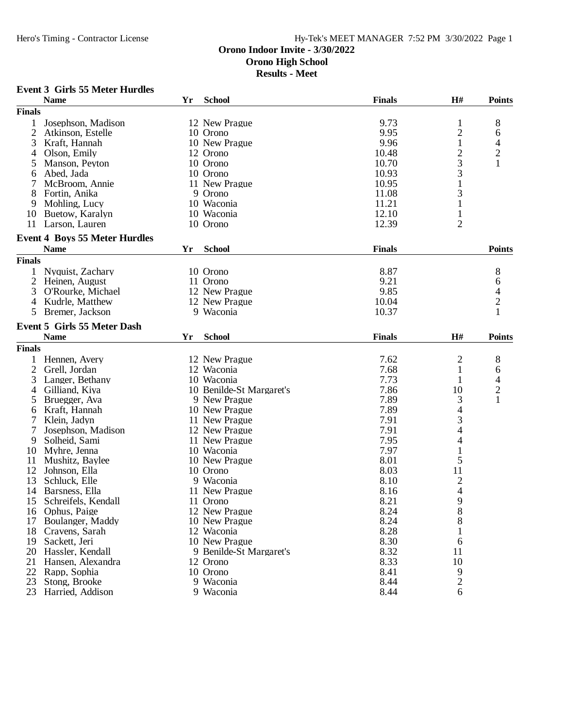**Orono Indoor Invite - 3/30/2022**
**Orono High School**
**Results - Meet**

### Event 3 Girls 55 Meter Hurdles

| | Name | Yr | School | Finals | H# | Points |
|---|---|---|---|---|---|---|
| **Finals** | | | | | | |
| 1 | Josephson, Madison | 12 | New Prague | 9.73 | 1 | 8 |
| 2 | Atkinson, Estelle | 10 | Orono | 9.95 | 2 | 6 |
| 3 | Kraft, Hannah | 10 | New Prague | 9.96 | 1 | 4 |
| 4 | Olson, Emily | 12 | Orono | 10.48 | 2 | 2 |
| 5 | Manson, Peyton | 10 | Orono | 10.70 | 3 | 1 |
| 6 | Abed, Jada | 10 | Orono | 10.93 | 3 | |
| 7 | McBroom, Annie | 11 | New Prague | 10.95 | 1 | |
| 8 | Fortin, Anika | 9 | Orono | 11.08 | 3 | |
| 9 | Mohling, Lucy | 10 | Waconia | 11.21 | 1 | |
| 10 | Buetow, Karalyn | 10 | Waconia | 12.10 | 1 | |
| 11 | Larson, Lauren | 10 | Orono | 12.39 | 2 | |

### Event 4 Boys 55 Meter Hurdles

| | Name | Yr | School | Finals | Points |
|---|---|---|---|---|---|
| **Finals** | | | | | |
| 1 | Nyquist, Zachary | 10 | Orono | 8.87 | 8 |
| 2 | Heinen, August | 11 | Orono | 9.21 | 6 |
| 3 | O'Rourke, Michael | 12 | New Prague | 9.85 | 4 |
| 4 | Kudrle, Matthew | 12 | New Prague | 10.04 | 2 |
| 5 | Bremer, Jackson | 9 | Waconia | 10.37 | 1 |

### Event 5 Girls 55 Meter Dash

| | Name | Yr | School | Finals | H# | Points |
|---|---|---|---|---|---|---|
| **Finals** | | | | | | |
| 1 | Hennen, Avery | 12 | New Prague | 7.62 | 2 | 8 |
| 2 | Grell, Jordan | 12 | Waconia | 7.68 | 1 | 6 |
| 3 | Langer, Bethany | 10 | Waconia | 7.73 | 1 | 4 |
| 4 | Gilliand, Kiya | 10 | Benilde-St Margaret's | 7.86 | 10 | 2 |
| 5 | Bruegger, Ava | 9 | New Prague | 7.89 | 3 | 1 |
| 6 | Kraft, Hannah | 10 | New Prague | 7.89 | 4 | |
| 7 | Klein, Jadyn | 11 | New Prague | 7.91 | 3 | |
| 7 | Josephson, Madison | 12 | New Prague | 7.91 | 4 | |
| 9 | Solheid, Sami | 11 | New Prague | 7.95 | 4 | |
| 10 | Myhre, Jenna | 10 | Waconia | 7.97 | 1 | |
| 11 | Mushitz, Baylee | 10 | New Prague | 8.01 | 5 | |
| 12 | Johnson, Ella | 10 | Orono | 8.03 | 11 | |
| 13 | Schluck, Elle | 9 | Waconia | 8.10 | 2 | |
| 14 | Barsness, Ella | 11 | New Prague | 8.16 | 4 | |
| 15 | Schreifels, Kendall | 11 | Orono | 8.21 | 9 | |
| 16 | Ophus, Paige | 12 | New Prague | 8.24 | 8 | |
| 17 | Boulanger, Maddy | 10 | New Prague | 8.24 | 8 | |
| 18 | Cravens, Sarah | 12 | Waconia | 8.28 | 1 | |
| 19 | Sackett, Jeri | 10 | New Prague | 8.30 | 6 | |
| 20 | Hassler, Kendall | 9 | Benilde-St Margaret's | 8.32 | 11 | |
| 21 | Hansen, Alexandra | 12 | Orono | 8.33 | 10 | |
| 22 | Rapp, Sophia | 10 | Orono | 8.41 | 9 | |
| 23 | Stong, Brooke | 9 | Waconia | 8.44 | 2 | |
| 23 | Harried, Addison | 9 | Waconia | 8.44 | 6 | |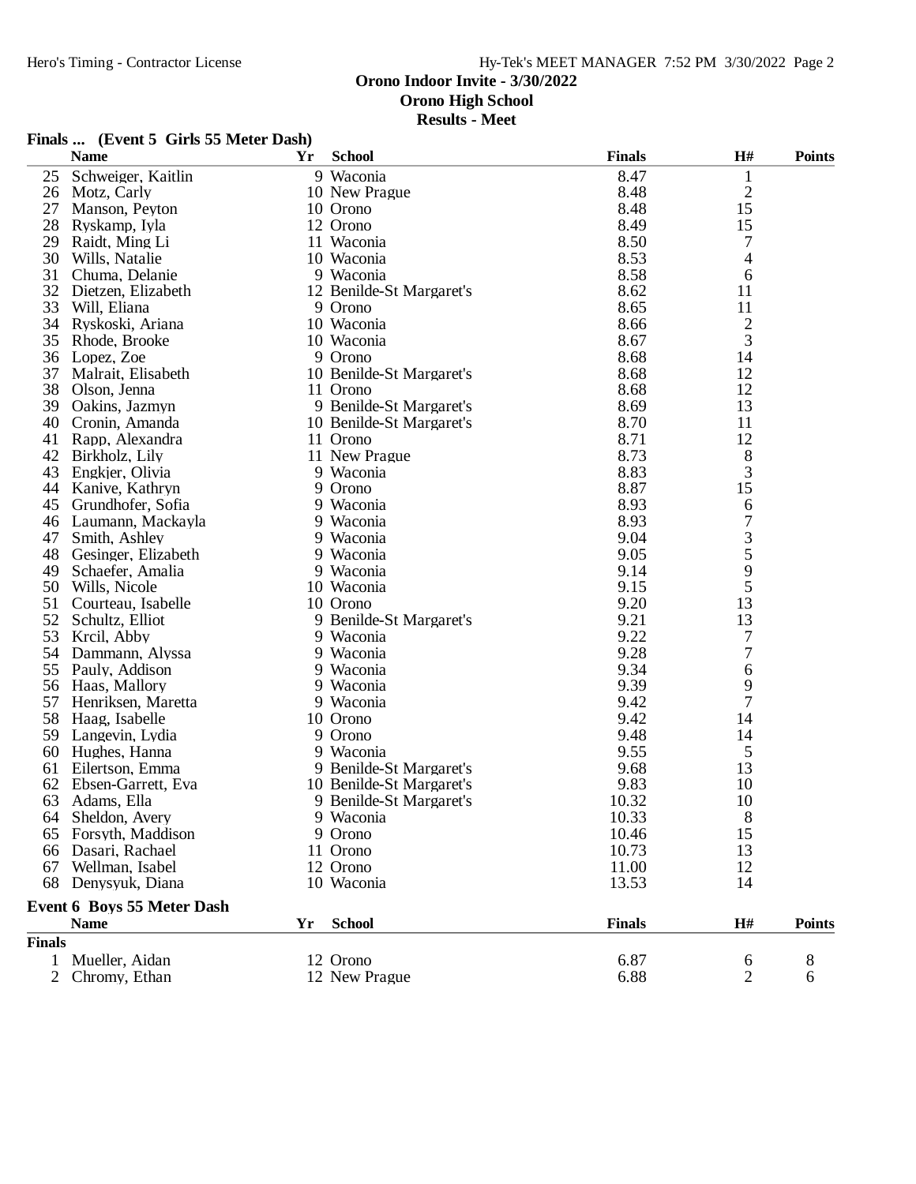**Orono Indoor Invite - 3/30/2022**
**Orono High School**
**Results - Meet**

**Finals ... (Event 5 Girls 55 Meter Dash)**

| | Name | Yr | School | Finals | H# | Points |
|---|---|---|---|---|---|---|
| 25 | Schweiger, Kaitlin | 9 | Waconia | 8.47 | 1 | |
| 26 | Motz, Carly | 10 | New Prague | 8.48 | 2 | |
| 27 | Manson, Peyton | 10 | Orono | 8.48 | 15 | |
| 28 | Ryskamp, Iyla | 12 | Orono | 8.49 | 15 | |
| 29 | Raidt, Ming Li | 11 | Waconia | 8.50 | 7 | |
| 30 | Wills, Natalie | 10 | Waconia | 8.53 | 4 | |
| 31 | Chuma, Delanie | 9 | Waconia | 8.58 | 6 | |
| 32 | Dietzen, Elizabeth | 12 | Benilde-St Margaret's | 8.62 | 11 | |
| 33 | Will, Eliana | 9 | Orono | 8.65 | 11 | |
| 34 | Ryskoski, Ariana | 10 | Waconia | 8.66 | 2 | |
| 35 | Rhode, Brooke | 10 | Waconia | 8.67 | 3 | |
| 36 | Lopez, Zoe | 9 | Orono | 8.68 | 14 | |
| 37 | Malrait, Elisabeth | 10 | Benilde-St Margaret's | 8.68 | 12 | |
| 38 | Olson, Jenna | 11 | Orono | 8.68 | 12 | |
| 39 | Oakins, Jazmyn | 9 | Benilde-St Margaret's | 8.69 | 13 | |
| 40 | Cronin, Amanda | 10 | Benilde-St Margaret's | 8.70 | 11 | |
| 41 | Rapp, Alexandra | 11 | Orono | 8.71 | 12 | |
| 42 | Birkholz, Lily | 11 | New Prague | 8.73 | 8 | |
| 43 | Engkjer, Olivia | 9 | Waconia | 8.83 | 3 | |
| 44 | Kanive, Kathryn | 9 | Orono | 8.87 | 15 | |
| 45 | Grundhofer, Sofia | 9 | Waconia | 8.93 | 6 | |
| 46 | Laumann, Mackayla | 9 | Waconia | 8.93 | 7 | |
| 47 | Smith, Ashley | 9 | Waconia | 9.04 | 3 | |
| 48 | Gesinger, Elizabeth | 9 | Waconia | 9.05 | 5 | |
| 49 | Schaefer, Amalia | 9 | Waconia | 9.14 | 9 | |
| 50 | Wills, Nicole | 10 | Waconia | 9.15 | 5 | |
| 51 | Courteau, Isabelle | 10 | Orono | 9.20 | 13 | |
| 52 | Schultz, Elliot | 9 | Benilde-St Margaret's | 9.21 | 13 | |
| 53 | Krcil, Abby | 9 | Waconia | 9.22 | 7 | |
| 54 | Dammann, Alyssa | 9 | Waconia | 9.28 | 7 | |
| 55 | Pauly, Addison | 9 | Waconia | 9.34 | 6 | |
| 56 | Haas, Mallory | 9 | Waconia | 9.39 | 9 | |
| 57 | Henriksen, Maretta | 9 | Waconia | 9.42 | 7 | |
| 58 | Haag, Isabelle | 10 | Orono | 9.42 | 14 | |
| 59 | Langevin, Lydia | 9 | Orono | 9.48 | 14 | |
| 60 | Hughes, Hanna | 9 | Waconia | 9.55 | 5 | |
| 61 | Eilertson, Emma | 9 | Benilde-St Margaret's | 9.68 | 13 | |
| 62 | Ebsen-Garrett, Eva | 10 | Benilde-St Margaret's | 9.83 | 10 | |
| 63 | Adams, Ella | 9 | Benilde-St Margaret's | 10.32 | 10 | |
| 64 | Sheldon, Avery | 9 | Waconia | 10.33 | 8 | |
| 65 | Forsyth, Maddison | 9 | Orono | 10.46 | 15 | |
| 66 | Dasari, Rachael | 11 | Orono | 10.73 | 13 | |
| 67 | Wellman, Isabel | 12 | Orono | 11.00 | 12 | |
| 68 | Denysyuk, Diana | 10 | Waconia | 13.53 | 14 | |

**Event 6 Boys 55 Meter Dash**

| | Name | Yr | School | Finals | H# | Points |
|---|---|---|---|---|---|---|
| **Finals** | | | | | | |
| 1 | Mueller, Aidan | 12 | Orono | 6.87 | 6 | 8 |
| 2 | Chromy, Ethan | 12 | New Prague | 6.88 | 2 | 6 |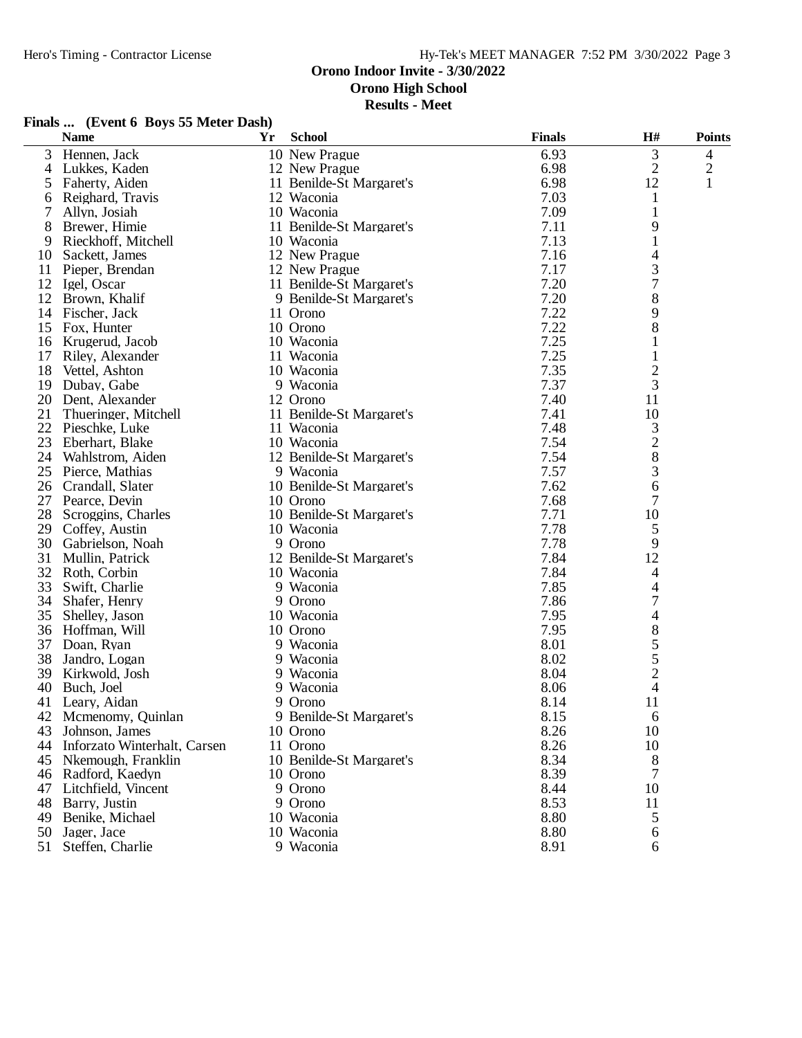**Orono Indoor Invite - 3/30/2022**
**Orono High School**
**Results - Meet**

### Finals ... (Event 6 Boys 55 Meter Dash)

| | Name | Yr | School | Finals | H# | Points |
|---|---|---|---|---|---|---|
| 3 | Hennen, Jack | 10 | New Prague | 6.93 | 3 | 4 |
| 4 | Lukkes, Kaden | 12 | New Prague | 6.98 | 2 | 2 |
| 5 | Faherty, Aiden | 11 | Benilde-St Margaret's | 6.98 | 12 | 1 |
| 6 | Reighard, Travis | 12 | Waconia | 7.03 | 1 | |
| 7 | Allyn, Josiah | 10 | Waconia | 7.09 | 1 | |
| 8 | Brewer, Himie | 11 | Benilde-St Margaret's | 7.11 | 9 | |
| 9 | Rieckhoff, Mitchell | 10 | Waconia | 7.13 | 1 | |
| 10 | Sackett, James | 12 | New Prague | 7.16 | 4 | |
| 11 | Pieper, Brendan | 12 | New Prague | 7.17 | 3 | |
| 12 | Igel, Oscar | 11 | Benilde-St Margaret's | 7.20 | 7 | |
| 12 | Brown, Khalif | 9 | Benilde-St Margaret's | 7.20 | 8 | |
| 14 | Fischer, Jack | 11 | Orono | 7.22 | 9 | |
| 15 | Fox, Hunter | 10 | Orono | 7.22 | 8 | |
| 16 | Krugerud, Jacob | 10 | Waconia | 7.25 | 1 | |
| 17 | Riley, Alexander | 11 | Waconia | 7.25 | 1 | |
| 18 | Vettel, Ashton | 10 | Waconia | 7.35 | 2 | |
| 19 | Dubay, Gabe | 9 | Waconia | 7.37 | 3 | |
| 20 | Dent, Alexander | 12 | Orono | 7.40 | 11 | |
| 21 | Thueringer, Mitchell | 11 | Benilde-St Margaret's | 7.41 | 10 | |
| 22 | Pieschke, Luke | 11 | Waconia | 7.48 | 3 | |
| 23 | Eberhart, Blake | 10 | Waconia | 7.54 | 2 | |
| 24 | Wahlstrom, Aiden | 12 | Benilde-St Margaret's | 7.54 | 8 | |
| 25 | Pierce, Mathias | 9 | Waconia | 7.57 | 3 | |
| 26 | Crandall, Slater | 10 | Benilde-St Margaret's | 7.62 | 6 | |
| 27 | Pearce, Devin | 10 | Orono | 7.68 | 7 | |
| 28 | Scroggins, Charles | 10 | Benilde-St Margaret's | 7.71 | 10 | |
| 29 | Coffey, Austin | 10 | Waconia | 7.78 | 5 | |
| 30 | Gabrielson, Noah | 9 | Orono | 7.78 | 9 | |
| 31 | Mullin, Patrick | 12 | Benilde-St Margaret's | 7.84 | 12 | |
| 32 | Roth, Corbin | 10 | Waconia | 7.84 | 4 | |
| 33 | Swift, Charlie | 9 | Waconia | 7.85 | 4 | |
| 34 | Shafer, Henry | 9 | Orono | 7.86 | 7 | |
| 35 | Shelley, Jason | 10 | Waconia | 7.95 | 4 | |
| 36 | Hoffman, Will | 10 | Orono | 7.95 | 8 | |
| 37 | Doan, Ryan | 9 | Waconia | 8.01 | 5 | |
| 38 | Jandro, Logan | 9 | Waconia | 8.02 | 5 | |
| 39 | Kirkwold, Josh | 9 | Waconia | 8.04 | 2 | |
| 40 | Buch, Joel | 9 | Waconia | 8.06 | 4 | |
| 41 | Leary, Aidan | 9 | Orono | 8.14 | 11 | |
| 42 | Mcmenomy, Quinlan | 9 | Benilde-St Margaret's | 8.15 | 6 | |
| 43 | Johnson, James | 10 | Orono | 8.26 | 10 | |
| 44 | Inforzato Winterhalt, Carsen | 11 | Orono | 8.26 | 10 | |
| 45 | Nkemough, Franklin | 10 | Benilde-St Margaret's | 8.34 | 8 | |
| 46 | Radford, Kaedyn | 10 | Orono | 8.39 | 7 | |
| 47 | Litchfield, Vincent | 9 | Orono | 8.44 | 10 | |
| 48 | Barry, Justin | 9 | Orono | 8.53 | 11 | |
| 49 | Benike, Michael | 10 | Waconia | 8.80 | 5 | |
| 50 | Jager, Jace | 10 | Waconia | 8.80 | 6 | |
| 51 | Steffen, Charlie | 9 | Waconia | 8.91 | 6 | |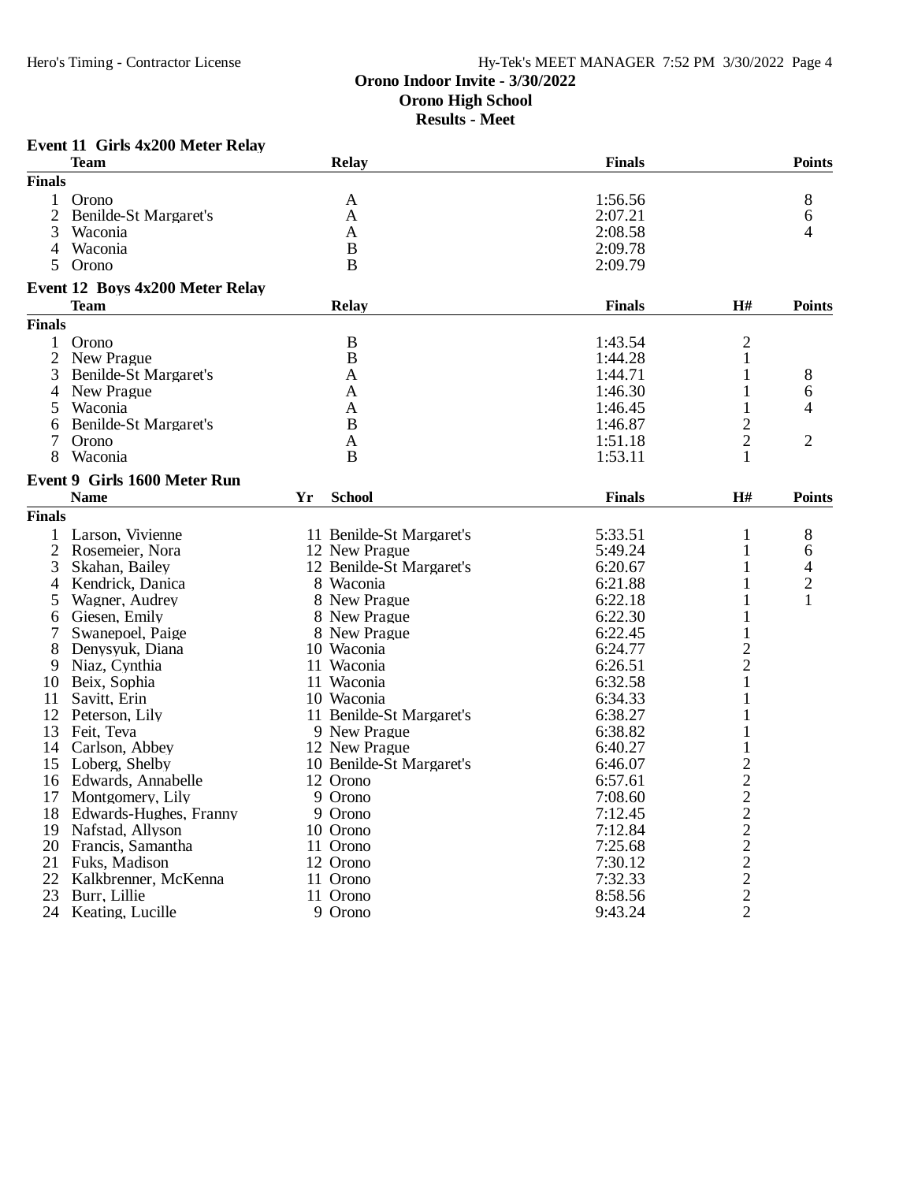**Orono Indoor Invite - 3/30/2022**
**Orono High School**
**Results - Meet**

### Event 11 Girls 4x200 Meter Relay

| | Team | Relay | Finals | Points |
|---|---|---|---|---|
| **Finals** | | | | |
| 1 | Orono | A | 1:56.56 | 8 |
| 2 | Benilde-St Margaret's | A | 2:07.21 | 6 |
| 3 | Waconia | A | 2:08.58 | 4 |
| 4 | Waconia | B | 2:09.78 | |
| 5 | Orono | B | 2:09.79 | |

### Event 12 Boys 4x200 Meter Relay

| | Team | Relay | Finals | H# | Points |
|---|---|---|---|---|---|
| **Finals** | | | | | |
| 1 | Orono | B | 1:43.54 | 2 | |
| 2 | New Prague | B | 1:44.28 | 1 | |
| 3 | Benilde-St Margaret's | A | 1:44.71 | 1 | 8 |
| 4 | New Prague | A | 1:46.30 | 1 | 6 |
| 5 | Waconia | A | 1:46.45 | 1 | 4 |
| 6 | Benilde-St Margaret's | B | 1:46.87 | 2 | |
| 7 | Orono | A | 1:51.18 | 2 | 2 |
| 8 | Waconia | B | 1:53.11 | 1 | |

### Event 9 Girls 1600 Meter Run

| | Name | Yr | School | Finals | H# | Points |
|---|---|---|---|---|---|---|
| **Finals** | | | | | | |
| 1 | Larson, Vivienne | 11 | Benilde-St Margaret's | 5:33.51 | 1 | 8 |
| 2 | Rosemeier, Nora | 12 | New Prague | 5:49.24 | 1 | 6 |
| 3 | Skahan, Bailey | 12 | Benilde-St Margaret's | 6:20.67 | 1 | 4 |
| 4 | Kendrick, Danica | 8 | Waconia | 6:21.88 | 1 | 2 |
| 5 | Wagner, Audrey | 8 | New Prague | 6:22.18 | 1 | 1 |
| 6 | Giesen, Emily | 8 | New Prague | 6:22.30 | 1 | |
| 7 | Swanepoel, Paige | 8 | New Prague | 6:22.45 | 1 | |
| 8 | Denysyuk, Diana | 10 | Waconia | 6:24.77 | 2 | |
| 9 | Niaz, Cynthia | 11 | Waconia | 6:26.51 | 2 | |
| 10 | Beix, Sophia | 11 | Waconia | 6:32.58 | 1 | |
| 11 | Savitt, Erin | 10 | Waconia | 6:34.33 | 1 | |
| 12 | Peterson, Lily | 11 | Benilde-St Margaret's | 6:38.27 | 1 | |
| 13 | Feit, Teva | 9 | New Prague | 6:38.82 | 1 | |
| 14 | Carlson, Abbey | 12 | New Prague | 6:40.27 | 1 | |
| 15 | Loberg, Shelby | 10 | Benilde-St Margaret's | 6:46.07 | 2 | |
| 16 | Edwards, Annabelle | 12 | Orono | 6:57.61 | 2 | |
| 17 | Montgomery, Lily | 9 | Orono | 7:08.60 | 2 | |
| 18 | Edwards-Hughes, Franny | 9 | Orono | 7:12.45 | 2 | |
| 19 | Nafstad, Allyson | 10 | Orono | 7:12.84 | 2 | |
| 20 | Francis, Samantha | 11 | Orono | 7:25.68 | 2 | |
| 21 | Fuks, Madison | 12 | Orono | 7:30.12 | 2 | |
| 22 | Kalkbrenner, McKenna | 11 | Orono | 7:32.33 | 2 | |
| 23 | Burr, Lillie | 11 | Orono | 8:58.56 | 2 | |
| 24 | Keating, Lucille | 9 | Orono | 9:43.24 | 2 | |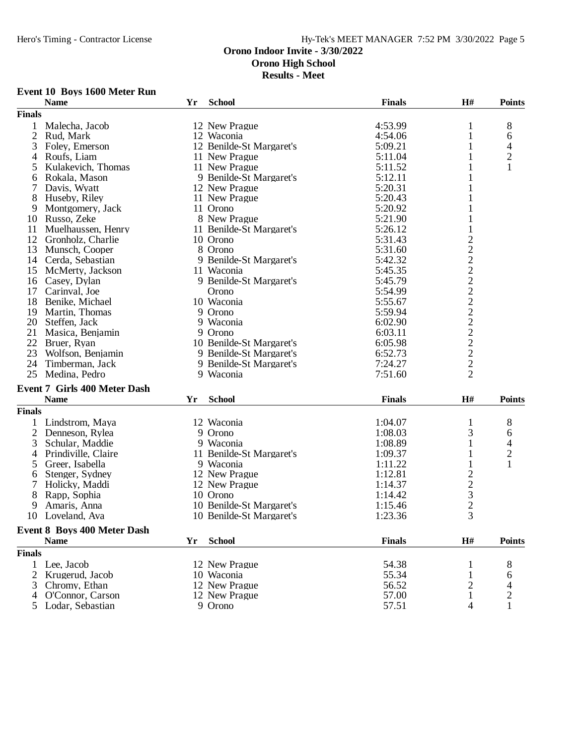# Orono Indoor Invite - 3/30/2022

## Orono High School

### Results - Meet

#### Event 10 Boys 1600 Meter Run

| | Name | Yr | School | Finals | H# | Points |
|---|---|---|---|---|---|---|
| **Finals** | | | | | | |
| 1 | Malecha, Jacob | 12 | New Prague | 4:53.99 | 1 | 8 |
| 2 | Rud, Mark | 12 | Waconia | 4:54.06 | 1 | 6 |
| 3 | Foley, Emerson | 12 | Benilde-St Margaret's | 5:09.21 | 1 | 4 |
| 4 | Roufs, Liam | 11 | New Prague | 5:11.04 | 1 | 2 |
| 5 | Kulakevich, Thomas | 11 | New Prague | 5:11.52 | 1 | 1 |
| 6 | Rokala, Mason | 9 | Benilde-St Margaret's | 5:12.11 | 1 | |
| 7 | Davis, Wyatt | 12 | New Prague | 5:20.31 | 1 | |
| 8 | Huseby, Riley | 11 | New Prague | 5:20.43 | 1 | |
| 9 | Montgomery, Jack | 11 | Orono | 5:20.92 | 1 | |
| 10 | Russo, Zeke | 8 | New Prague | 5:21.90 | 1 | |
| 11 | Muelhaussen, Henry | 11 | Benilde-St Margaret's | 5:26.12 | 1 | |
| 12 | Gronholz, Charlie | 10 | Orono | 5:31.43 | 2 | |
| 13 | Munsch, Cooper | 8 | Orono | 5:31.60 | 2 | |
| 14 | Cerda, Sebastian | 9 | Benilde-St Margaret's | 5:42.32 | 2 | |
| 15 | McMerty, Jackson | 11 | Waconia | 5:45.35 | 2 | |
| 16 | Casey, Dylan | 9 | Benilde-St Margaret's | 5:45.79 | 2 | |
| 17 | Carinval, Joe | | Orono | 5:54.99 | 2 | |
| 18 | Benike, Michael | 10 | Waconia | 5:55.67 | 2 | |
| 19 | Martin, Thomas | 9 | Orono | 5:59.94 | 2 | |
| 20 | Steffen, Jack | 9 | Waconia | 6:02.90 | 2 | |
| 21 | Masica, Benjamin | 9 | Orono | 6:03.11 | 2 | |
| 22 | Bruer, Ryan | 10 | Benilde-St Margaret's | 6:05.98 | 2 | |
| 23 | Wolfson, Benjamin | 9 | Benilde-St Margaret's | 6:52.73 | 2 | |
| 24 | Timberman, Jack | 9 | Benilde-St Margaret's | 7:24.27 | 2 | |
| 25 | Medina, Pedro | 9 | Waconia | 7:51.60 | 2 | |

#### Event 7 Girls 400 Meter Dash

| | Name | Yr | School | Finals | H# | Points |
|---|---|---|---|---|---|---|
| **Finals** | | | | | | |
| 1 | Lindstrom, Maya | 12 | Waconia | 1:04.07 | 1 | 8 |
| 2 | Denneson, Rylea | 9 | Orono | 1:08.03 | 3 | 6 |
| 3 | Schular, Maddie | 9 | Waconia | 1:08.89 | 1 | 4 |
| 4 | Prindiville, Claire | 11 | Benilde-St Margaret's | 1:09.37 | 1 | 2 |
| 5 | Greer, Isabella | 9 | Waconia | 1:11.22 | 1 | 1 |
| 6 | Stenger, Sydney | 12 | New Prague | 1:12.81 | 2 | |
| 7 | Holicky, Maddi | 12 | New Prague | 1:14.37 | 2 | |
| 8 | Rapp, Sophia | 10 | Orono | 1:14.42 | 3 | |
| 9 | Amaris, Anna | 10 | Benilde-St Margaret's | 1:15.46 | 2 | |
| 10 | Loveland, Ava | 10 | Benilde-St Margaret's | 1:23.36 | 3 | |

#### Event 8 Boys 400 Meter Dash

| | Name | Yr | School | Finals | H# | Points |
|---|---|---|---|---|---|---|
| **Finals** | | | | | | |
| 1 | Lee, Jacob | 12 | New Prague | 54.38 | 1 | 8 |
| 2 | Krugerud, Jacob | 10 | Waconia | 55.34 | 1 | 6 |
| 3 | Chromy, Ethan | 12 | New Prague | 56.52 | 2 | 4 |
| 4 | O'Connor, Carson | 12 | New Prague | 57.00 | 1 | 2 |
| 5 | Lodar, Sebastian | 9 | Orono | 57.51 | 4 | 1 |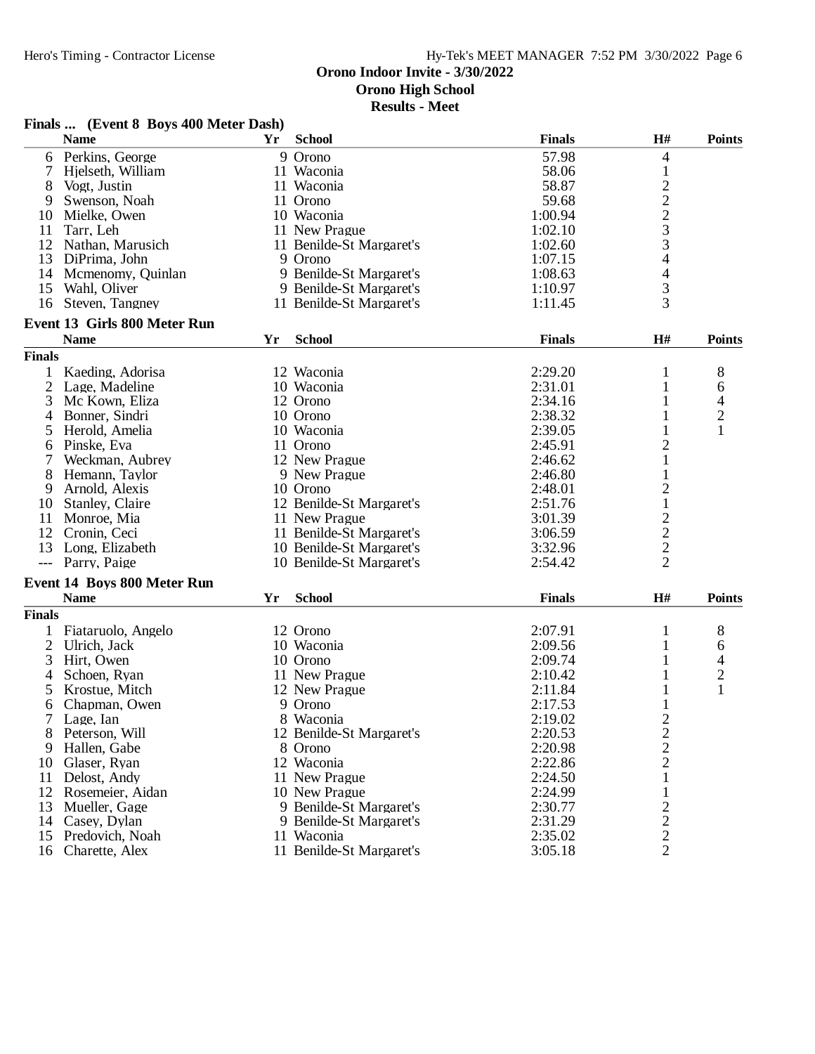**Orono Indoor Invite - 3/30/2022**
**Orono High School**
**Results - Meet**

### Finals ... (Event 8 Boys 400 Meter Dash)

| | Name | Yr | School | Finals | H# | Points |
|---|---|---|---|---|---|---|
| 6 | Perkins, George | 9 | Orono | 57.98 | 4 | |
| 7 | Hjelseth, William | 11 | Waconia | 58.06 | 1 | |
| 8 | Vogt, Justin | 11 | Waconia | 58.87 | 2 | |
| 9 | Swenson, Noah | 11 | Orono | 59.68 | 2 | |
| 10 | Mielke, Owen | 10 | Waconia | 1:00.94 | 2 | |
| 11 | Tarr, Leh | 11 | New Prague | 1:02.10 | 3 | |
| 12 | Nathan, Marusich | 11 | Benilde-St Margaret's | 1:02.60 | 3 | |
| 13 | DiPrima, John | 9 | Orono | 1:07.15 | 4 | |
| 14 | Mcmenomy, Quinlan | 9 | Benilde-St Margaret's | 1:08.63 | 4 | |
| 15 | Wahl, Oliver | 9 | Benilde-St Margaret's | 1:10.97 | 3 | |
| 16 | Steven, Tangney | 11 | Benilde-St Margaret's | 1:11.45 | 3 | |

### Event 13 Girls 800 Meter Run

| | Name | Yr | School | Finals | H# | Points |
|---|---|---|---|---|---|---|
| **Finals** | | | | | | |
| 1 | Kaeding, Adorisa | 12 | Waconia | 2:29.20 | 1 | 8 |
| 2 | Lage, Madeline | 10 | Waconia | 2:31.01 | 1 | 6 |
| 3 | Mc Kown, Eliza | 12 | Orono | 2:34.16 | 1 | 4 |
| 4 | Bonner, Sindri | 10 | Orono | 2:38.32 | 1 | 2 |
| 5 | Herold, Amelia | 10 | Waconia | 2:39.05 | 1 | 1 |
| 6 | Pinske, Eva | 11 | Orono | 2:45.91 | 2 | |
| 7 | Weckman, Aubrey | 12 | New Prague | 2:46.62 | 1 | |
| 8 | Hemann, Taylor | 9 | New Prague | 2:46.80 | 1 | |
| 9 | Arnold, Alexis | 10 | Orono | 2:48.01 | 2 | |
| 10 | Stanley, Claire | 12 | Benilde-St Margaret's | 2:51.76 | 1 | |
| 11 | Monroe, Mia | 11 | New Prague | 3:01.39 | 2 | |
| 12 | Cronin, Ceci | 11 | Benilde-St Margaret's | 3:06.59 | 2 | |
| 13 | Long, Elizabeth | 10 | Benilde-St Margaret's | 3:32.96 | 2 | |
| --- | Parry, Paige | 10 | Benilde-St Margaret's | 2:54.42 | 2 | |

### Event 14 Boys 800 Meter Run

| | Name | Yr | School | Finals | H# | Points |
|---|---|---|---|---|---|---|
| **Finals** | | | | | | |
| 1 | Fiataruolo, Angelo | 12 | Orono | 2:07.91 | 1 | 8 |
| 2 | Ulrich, Jack | 10 | Waconia | 2:09.56 | 1 | 6 |
| 3 | Hirt, Owen | 10 | Orono | 2:09.74 | 1 | 4 |
| 4 | Schoen, Ryan | 11 | New Prague | 2:10.42 | 1 | 2 |
| 5 | Krostue, Mitch | 12 | New Prague | 2:11.84 | 1 | 1 |
| 6 | Chapman, Owen | 9 | Orono | 2:17.53 | 1 | |
| 7 | Lage, Ian | 8 | Waconia | 2:19.02 | 2 | |
| 8 | Peterson, Will | 12 | Benilde-St Margaret's | 2:20.53 | 2 | |
| 9 | Hallen, Gabe | 8 | Orono | 2:20.98 | 2 | |
| 10 | Glaser, Ryan | 12 | Waconia | 2:22.86 | 2 | |
| 11 | Delost, Andy | 11 | New Prague | 2:24.50 | 1 | |
| 12 | Rosemeier, Aidan | 10 | New Prague | 2:24.99 | 1 | |
| 13 | Mueller, Gage | 9 | Benilde-St Margaret's | 2:30.77 | 2 | |
| 14 | Casey, Dylan | 9 | Benilde-St Margaret's | 2:31.29 | 2 | |
| 15 | Predovich, Noah | 11 | Waconia | 2:35.02 | 2 | |
| 16 | Charette, Alex | 11 | Benilde-St Margaret's | 3:05.18 | 2 | |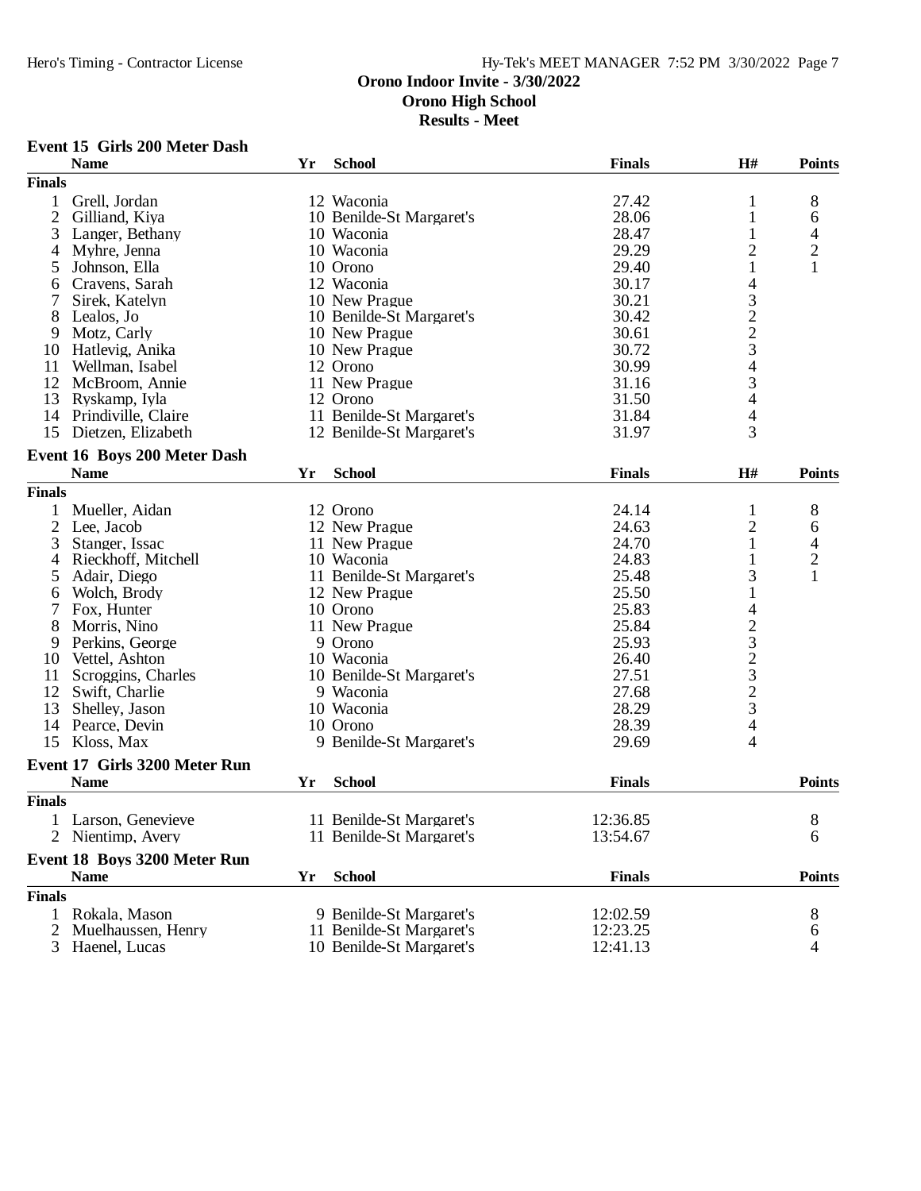## Orono Indoor Invite - 3/30/2022
## Orono High School
## Results - Meet

### Event 15 Girls 200 Meter Dash

| | Name | Yr | School | Finals | H# | Points |
|---|---|---|---|---|---|---|
| **Finals** | | | | | | |
| 1 | Grell, Jordan | 12 | Waconia | 27.42 | 1 | 8 |
| 2 | Gilliand, Kiya | 10 | Benilde-St Margaret's | 28.06 | 1 | 6 |
| 3 | Langer, Bethany | 10 | Waconia | 28.47 | 1 | 4 |
| 4 | Myhre, Jenna | 10 | Waconia | 29.29 | 2 | 2 |
| 5 | Johnson, Ella | 10 | Orono | 29.40 | 1 | 1 |
| 6 | Cravens, Sarah | 12 | Waconia | 30.17 | 4 | |
| 7 | Sirek, Katelyn | 10 | New Prague | 30.21 | 3 | |
| 8 | Lealos, Jo | 10 | Benilde-St Margaret's | 30.42 | 2 | |
| 9 | Motz, Carly | 10 | New Prague | 30.61 | 2 | |
| 10 | Hatlevig, Anika | 10 | New Prague | 30.72 | 3 | |
| 11 | Wellman, Isabel | 12 | Orono | 30.99 | 4 | |
| 12 | McBroom, Annie | 11 | New Prague | 31.16 | 3 | |
| 13 | Ryskamp, Iyla | 12 | Orono | 31.50 | 4 | |
| 14 | Prindiville, Claire | 11 | Benilde-St Margaret's | 31.84 | 4 | |
| 15 | Dietzen, Elizabeth | 12 | Benilde-St Margaret's | 31.97 | 3 | |

### Event 16 Boys 200 Meter Dash

| | Name | Yr | School | Finals | H# | Points |
|---|---|---|---|---|---|---|
| **Finals** | | | | | | |
| 1 | Mueller, Aidan | 12 | Orono | 24.14 | 1 | 8 |
| 2 | Lee, Jacob | 12 | New Prague | 24.63 | 2 | 6 |
| 3 | Stanger, Issac | 11 | New Prague | 24.70 | 1 | 4 |
| 4 | Rieckhoff, Mitchell | 10 | Waconia | 24.83 | 1 | 2 |
| 5 | Adair, Diego | 11 | Benilde-St Margaret's | 25.48 | 3 | 1 |
| 6 | Wolch, Brody | 12 | New Prague | 25.50 | 1 | |
| 7 | Fox, Hunter | 10 | Orono | 25.83 | 4 | |
| 8 | Morris, Nino | 11 | New Prague | 25.84 | 2 | |
| 9 | Perkins, George | 9 | Orono | 25.93 | 3 | |
| 10 | Vettel, Ashton | 10 | Waconia | 26.40 | 2 | |
| 11 | Scroggins, Charles | 10 | Benilde-St Margaret's | 27.51 | 3 | |
| 12 | Swift, Charlie | 9 | Waconia | 27.68 | 2 | |
| 13 | Shelley, Jason | 10 | Waconia | 28.29 | 3 | |
| 14 | Pearce, Devin | 10 | Orono | 28.39 | 4 | |
| 15 | Kloss, Max | 9 | Benilde-St Margaret's | 29.69 | 4 | |

### Event 17 Girls 3200 Meter Run

| | Name | Yr | School | Finals | Points |
|---|---|---|---|---|---|
| **Finals** | | | | | |
| 1 | Larson, Genevieve | 11 | Benilde-St Margaret's | 12:36.85 | 8 |
| 2 | Nientimp, Avery | 11 | Benilde-St Margaret's | 13:54.67 | 6 |

### Event 18 Boys 3200 Meter Run

| | Name | Yr | School | Finals | Points |
|---|---|---|---|---|---|
| **Finals** | | | | | |
| 1 | Rokala, Mason | 9 | Benilde-St Margaret's | 12:02.59 | 8 |
| 2 | Muelhaussen, Henry | 11 | Benilde-St Margaret's | 12:23.25 | 6 |
| 3 | Haenel, Lucas | 10 | Benilde-St Margaret's | 12:41.13 | 4 |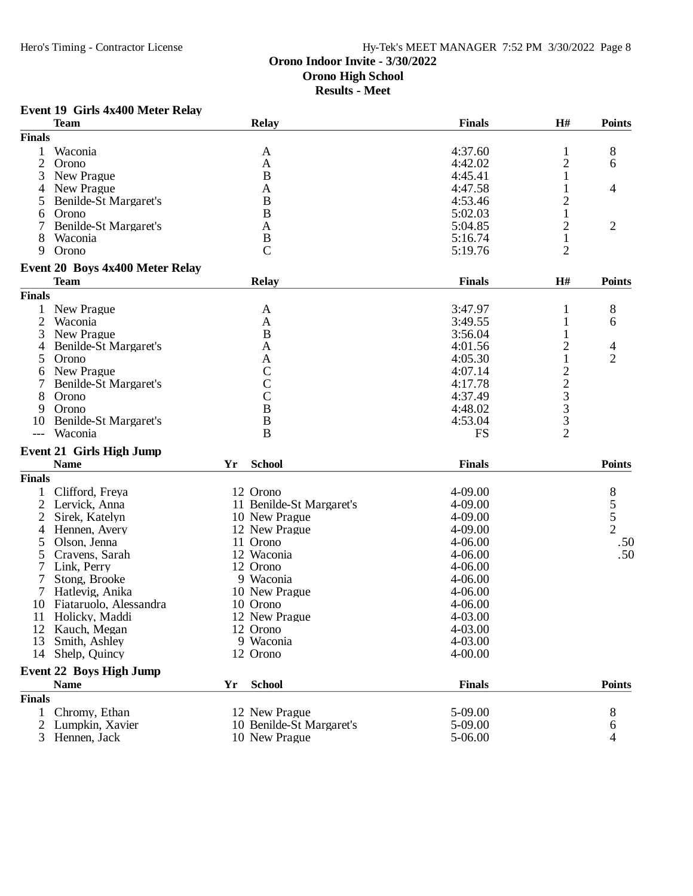# Orono Indoor Invite - 3/30/2022
## Orono High School
## Results - Meet

### Event 19 Girls 4x400 Meter Relay

| | Team | Relay | Finals | H# | Points |
|---|---|---|---|---|---|
| **Finals** | | | | | |
| 1 | Waconia | A | 4:37.60 | 1 | 8 |
| 2 | Orono | A | 4:42.02 | 2 | 6 |
| 3 | New Prague | B | 4:45.41 | 1 | |
| 4 | New Prague | A | 4:47.58 | 1 | 4 |
| 5 | Benilde-St Margaret's | B | 4:53.46 | 2 | |
| 6 | Orono | B | 5:02.03 | 1 | |
| 7 | Benilde-St Margaret's | A | 5:04.85 | 2 | 2 |
| 8 | Waconia | B | 5:16.74 | 1 | |
| 9 | Orono | C | 5:19.76 | 2 | |

### Event 20 Boys 4x400 Meter Relay

| | Team | Relay | Finals | H# | Points |
|---|---|---|---|---|---|
| **Finals** | | | | | |
| 1 | New Prague | A | 3:47.97 | 1 | 8 |
| 2 | Waconia | A | 3:49.55 | 1 | 6 |
| 3 | New Prague | B | 3:56.04 | 1 | |
| 4 | Benilde-St Margaret's | A | 4:01.56 | 2 | 4 |
| 5 | Orono | A | 4:05.30 | 1 | 2 |
| 6 | New Prague | C | 4:07.14 | 2 | |
| 7 | Benilde-St Margaret's | C | 4:17.78 | 2 | |
| 8 | Orono | C | 4:37.49 | 3 | |
| 9 | Orono | B | 4:48.02 | 3 | |
| 10 | Benilde-St Margaret's | B | 4:53.04 | 3 | |
| --- | Waconia | B | FS | 2 | |

### Event 21 Girls High Jump

| | Name | Yr | School | Finals | Points |
|---|---|---|---|---|---|
| **Finals** | | | | | |
| 1 | Clifford, Freya | 12 | Orono | 4-09.00 | 8 |
| 2 | Lervick, Anna | 11 | Benilde-St Margaret's | 4-09.00 | 5 |
| 2 | Sirek, Katelyn | 10 | New Prague | 4-09.00 | 5 |
| 4 | Hennen, Avery | 12 | New Prague | 4-09.00 | 2 |
| 5 | Olson, Jenna | 11 | Orono | 4-06.00 | .50 |
| 5 | Cravens, Sarah | 12 | Waconia | 4-06.00 | .50 |
| 7 | Link, Perry | 12 | Orono | 4-06.00 | |
| 7 | Stong, Brooke | 9 | Waconia | 4-06.00 | |
| 7 | Hatlevig, Anika | 10 | New Prague | 4-06.00 | |
| 10 | Fiataruolo, Alessandra | 10 | Orono | 4-06.00 | |
| 11 | Holicky, Maddi | 12 | New Prague | 4-03.00 | |
| 12 | Kauch, Megan | 12 | Orono | 4-03.00 | |
| 13 | Smith, Ashley | 9 | Waconia | 4-03.00 | |
| 14 | Shelp, Quincy | 12 | Orono | 4-00.00 | |

### Event 22 Boys High Jump

| | Name | Yr | School | Finals | Points |
|---|---|---|---|---|---|
| **Finals** | | | | | |
| 1 | Chromy, Ethan | 12 | New Prague | 5-09.00 | 8 |
| 2 | Lumpkin, Xavier | 10 | Benilde-St Margaret's | 5-09.00 | 6 |
| 3 | Hennen, Jack | 10 | New Prague | 5-06.00 | 4 |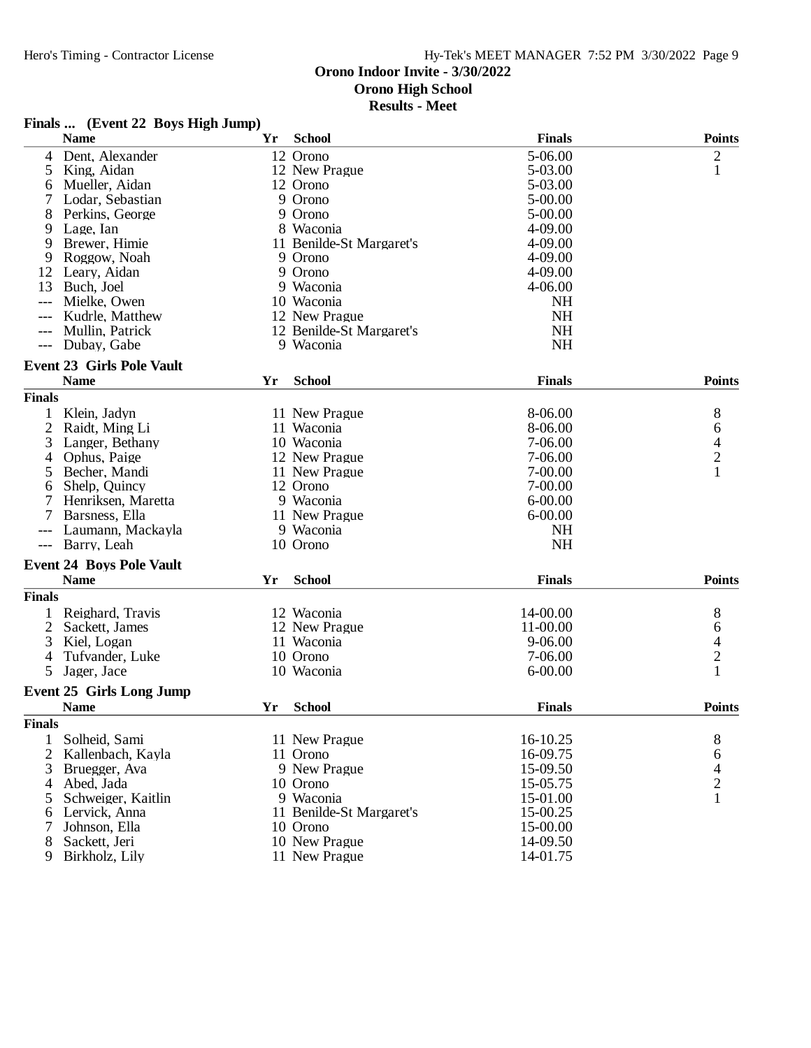# Orono Indoor Invite - 3/30/2022

## Orono High School

### Results - Meet

**Finals ... (Event 22 Boys High Jump)**

| | Name | Yr | School | Finals | Points |
|---|---|---|---|---|---|
| 4 | Dent, Alexander | 12 | Orono | 5-06.00 | 2 |
| 5 | King, Aidan | 12 | New Prague | 5-03.00 | 1 |
| 6 | Mueller, Aidan | 12 | Orono | 5-03.00 | |
| 7 | Lodar, Sebastian | 9 | Orono | 5-00.00 | |
| 8 | Perkins, George | 9 | Orono | 5-00.00 | |
| 9 | Lage, Ian | 8 | Waconia | 4-09.00 | |
| 9 | Brewer, Himie | 11 | Benilde-St Margaret's | 4-09.00 | |
| 9 | Roggow, Noah | 9 | Orono | 4-09.00 | |
| 12 | Leary, Aidan | 9 | Orono | 4-09.00 | |
| 13 | Buch, Joel | 9 | Waconia | 4-06.00 | |
| --- | Mielke, Owen | 10 | Waconia | NH | |
| --- | Kudrle, Matthew | 12 | New Prague | NH | |
| --- | Mullin, Patrick | 12 | Benilde-St Margaret's | NH | |
| --- | Dubay, Gabe | 9 | Waconia | NH | |

**Event 23 Girls Pole Vault**

| | Name | Yr | School | Finals | Points |
|---|---|---|---|---|---|
| **Finals** | | | | | |
| 1 | Klein, Jadyn | 11 | New Prague | 8-06.00 | 8 |
| 2 | Raidt, Ming Li | 11 | Waconia | 8-06.00 | 6 |
| 3 | Langer, Bethany | 10 | Waconia | 7-06.00 | 4 |
| 4 | Ophus, Paige | 12 | New Prague | 7-06.00 | 2 |
| 5 | Becher, Mandi | 11 | New Prague | 7-00.00 | 1 |
| 6 | Shelp, Quincy | 12 | Orono | 7-00.00 | |
| 7 | Henriksen, Maretta | 9 | Waconia | 6-00.00 | |
| 7 | Barsness, Ella | 11 | New Prague | 6-00.00 | |
| --- | Laumann, Mackayla | 9 | Waconia | NH | |
| --- | Barry, Leah | 10 | Orono | NH | |

**Event 24 Boys Pole Vault**

| | Name | Yr | School | Finals | Points |
|---|---|---|---|---|---|
| **Finals** | | | | | |
| 1 | Reighard, Travis | 12 | Waconia | 14-00.00 | 8 |
| 2 | Sackett, James | 12 | New Prague | 11-00.00 | 6 |
| 3 | Kiel, Logan | 11 | Waconia | 9-06.00 | 4 |
| 4 | Tufvander, Luke | 10 | Orono | 7-06.00 | 2 |
| 5 | Jager, Jace | 10 | Waconia | 6-00.00 | 1 |

**Event 25 Girls Long Jump**

| | Name | Yr | School | Finals | Points |
|---|---|---|---|---|---|
| **Finals** | | | | | |
| 1 | Solheid, Sami | 11 | New Prague | 16-10.25 | 8 |
| 2 | Kallenbach, Kayla | 11 | Orono | 16-09.75 | 6 |
| 3 | Bruegger, Ava | 9 | New Prague | 15-09.50 | 4 |
| 4 | Abed, Jada | 10 | Orono | 15-05.75 | 2 |
| 5 | Schweiger, Kaitlin | 9 | Waconia | 15-01.00 | 1 |
| 6 | Lervick, Anna | 11 | Benilde-St Margaret's | 15-00.25 | |
| 7 | Johnson, Ella | 10 | Orono | 15-00.00 | |
| 8 | Sackett, Jeri | 10 | New Prague | 14-09.50 | |
| 9 | Birkholz, Lily | 11 | New Prague | 14-01.75 | |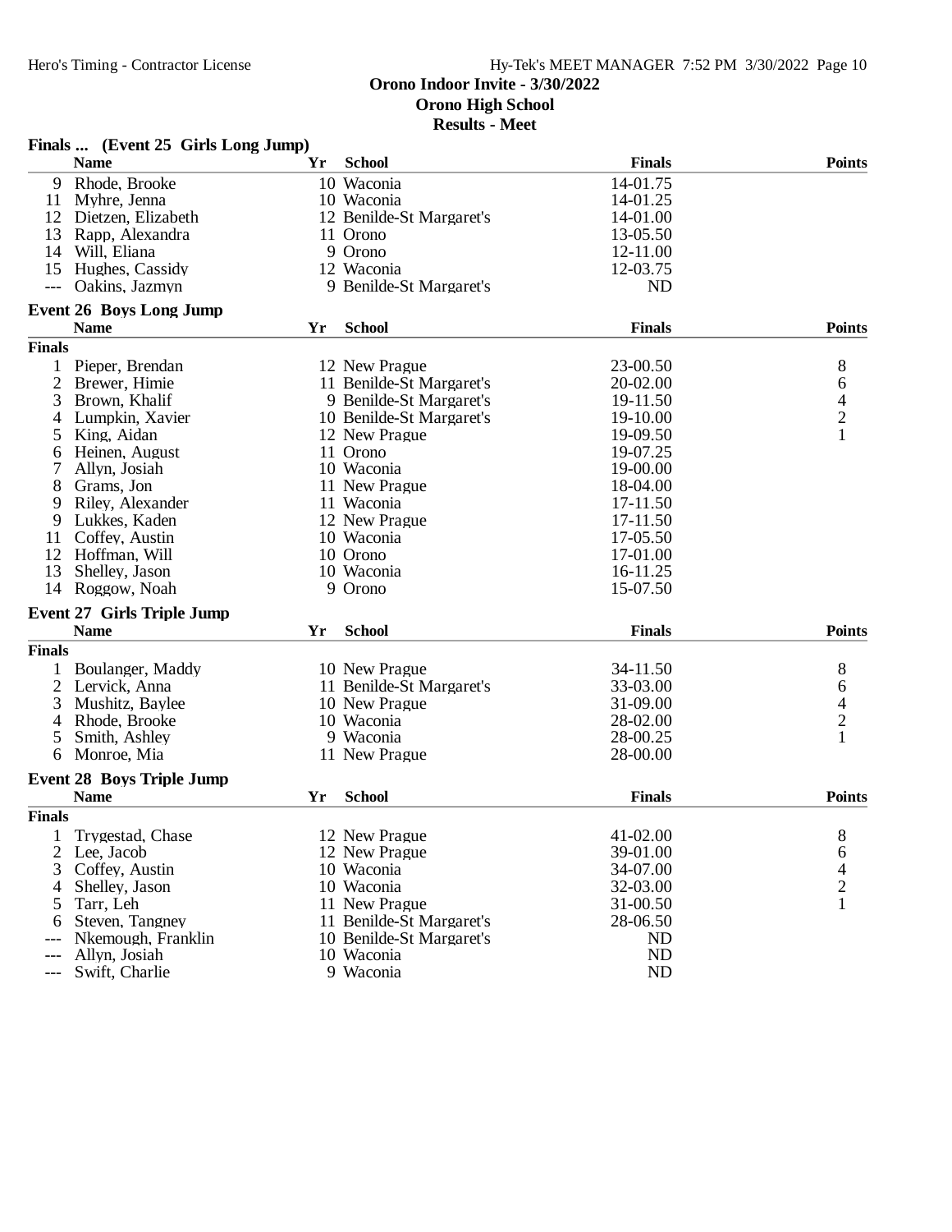# Orono Indoor Invite - 3/30/2022

## Orono High School

### Results - Meet

**Finals ... (Event 25 Girls Long Jump)**

| | Name | Yr | School | Finals | Points |
|---|---|---|---|---|---|
| 9 | Rhode, Brooke | 10 | Waconia | 14-01.75 | |
| 11 | Myhre, Jenna | 10 | Waconia | 14-01.25 | |
| 12 | Dietzen, Elizabeth | 12 | Benilde-St Margaret's | 14-01.00 | |
| 13 | Rapp, Alexandra | 11 | Orono | 13-05.50 | |
| 14 | Will, Eliana | 9 | Orono | 12-11.00 | |
| 15 | Hughes, Cassidy | 12 | Waconia | 12-03.75 | |
| --- | Oakins, Jazmyn | 9 | Benilde-St Margaret's | ND | |

**Event 26 Boys Long Jump**

| | Name | Yr | School | Finals | Points |
|---|---|---|---|---|---|
| **Finals** | | | | | |
| 1 | Pieper, Brendan | 12 | New Prague | 23-00.50 | 8 |
| 2 | Brewer, Himie | 11 | Benilde-St Margaret's | 20-02.00 | 6 |
| 3 | Brown, Khalif | 9 | Benilde-St Margaret's | 19-11.50 | 4 |
| 4 | Lumpkin, Xavier | 10 | Benilde-St Margaret's | 19-10.00 | 2 |
| 5 | King, Aidan | 12 | New Prague | 19-09.50 | 1 |
| 6 | Heinen, August | 11 | Orono | 19-07.25 | |
| 7 | Allyn, Josiah | 10 | Waconia | 19-00.00 | |
| 8 | Grams, Jon | 11 | New Prague | 18-04.00 | |
| 9 | Riley, Alexander | 11 | Waconia | 17-11.50 | |
| 9 | Lukkes, Kaden | 12 | New Prague | 17-11.50 | |
| 11 | Coffey, Austin | 10 | Waconia | 17-05.50 | |
| 12 | Hoffman, Will | 10 | Orono | 17-01.00 | |
| 13 | Shelley, Jason | 10 | Waconia | 16-11.25 | |
| 14 | Roggow, Noah | 9 | Orono | 15-07.50 | |

**Event 27 Girls Triple Jump**

| | Name | Yr | School | Finals | Points |
|---|---|---|---|---|---|
| **Finals** | | | | | |
| 1 | Boulanger, Maddy | 10 | New Prague | 34-11.50 | 8 |
| 2 | Lervick, Anna | 11 | Benilde-St Margaret's | 33-03.00 | 6 |
| 3 | Mushitz, Baylee | 10 | New Prague | 31-09.00 | 4 |
| 4 | Rhode, Brooke | 10 | Waconia | 28-02.00 | 2 |
| 5 | Smith, Ashley | 9 | Waconia | 28-00.25 | 1 |
| 6 | Monroe, Mia | 11 | New Prague | 28-00.00 | |

**Event 28 Boys Triple Jump**

| | Name | Yr | School | Finals | Points |
|---|---|---|---|---|---|
| **Finals** | | | | | |
| 1 | Trygestad, Chase | 12 | New Prague | 41-02.00 | 8 |
| 2 | Lee, Jacob | 12 | New Prague | 39-01.00 | 6 |
| 3 | Coffey, Austin | 10 | Waconia | 34-07.00 | 4 |
| 4 | Shelley, Jason | 10 | Waconia | 32-03.00 | 2 |
| 5 | Tarr, Leh | 11 | New Prague | 31-00.50 | 1 |
| 6 | Steven, Tangney | 11 | Benilde-St Margaret's | 28-06.50 | |
| --- | Nkemough, Franklin | 10 | Benilde-St Margaret's | ND | |
| --- | Allyn, Josiah | 10 | Waconia | ND | |
| --- | Swift, Charlie | 9 | Waconia | ND | |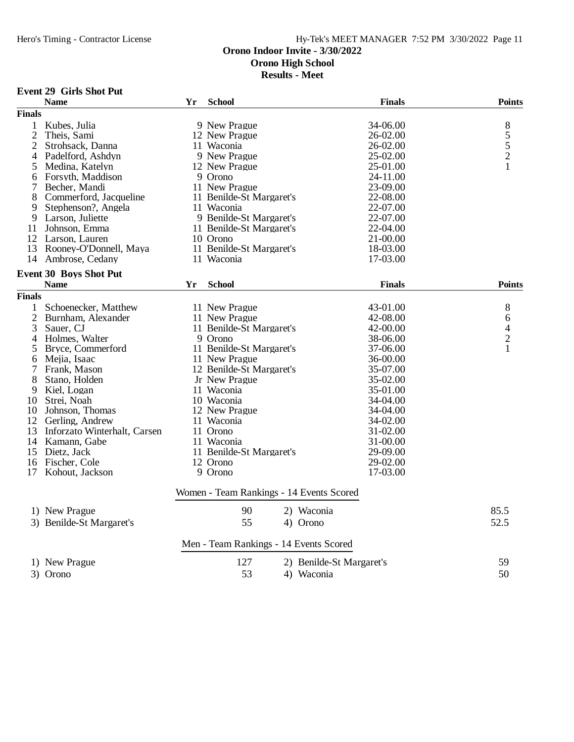**Orono Indoor Invite - 3/30/2022**
**Orono High School**
**Results - Meet**

### Event 29 Girls Shot Put

| | Name | Yr | School | Finals | Points |
|---|---|---|---|---|---|
| **Finals** | | | | | |
| 1 | Kubes, Julia | 9 | New Prague | 34-06.00 | 8 |
| 2 | Theis, Sami | 12 | New Prague | 26-02.00 | 5 |
| 2 | Strohsack, Danna | 11 | Waconia | 26-02.00 | 5 |
| 4 | Padelford, Ashdyn | 9 | New Prague | 25-02.00 | 2 |
| 5 | Medina, Katelyn | 12 | New Prague | 25-01.00 | 1 |
| 6 | Forsyth, Maddison | 9 | Orono | 24-11.00 | |
| 7 | Becher, Mandi | 11 | New Prague | 23-09.00 | |
| 8 | Commerford, Jacqueline | 11 | Benilde-St Margaret's | 22-08.00 | |
| 9 | Stephenson?, Angela | 11 | Waconia | 22-07.00 | |
| 9 | Larson, Juliette | 9 | Benilde-St Margaret's | 22-07.00 | |
| 11 | Johnson, Emma | 11 | Benilde-St Margaret's | 22-04.00 | |
| 12 | Larson, Lauren | 10 | Orono | 21-00.00 | |
| 13 | Rooney-O'Donnell, Maya | 11 | Benilde-St Margaret's | 18-03.00 | |
| 14 | Ambrose, Cedany | 11 | Waconia | 17-03.00 | |

### Event 30 Boys Shot Put

| | Name | Yr | School | Finals | Points |
|---|---|---|---|---|---|
| **Finals** | | | | | |
| 1 | Schoenecker, Matthew | 11 | New Prague | 43-01.00 | 8 |
| 2 | Burnham, Alexander | 11 | New Prague | 42-08.00 | 6 |
| 3 | Sauer, CJ | 11 | Benilde-St Margaret's | 42-00.00 | 4 |
| 4 | Holmes, Walter | 9 | Orono | 38-06.00 | 2 |
| 5 | Bryce, Commerford | 11 | Benilde-St Margaret's | 37-06.00 | 1 |
| 6 | Mejia, Isaac | 11 | New Prague | 36-00.00 | |
| 7 | Frank, Mason | 12 | Benilde-St Margaret's | 35-07.00 | |
| 8 | Stano, Holden | Jr | New Prague | 35-02.00 | |
| 9 | Kiel, Logan | 11 | Waconia | 35-01.00 | |
| 10 | Strei, Noah | 10 | Waconia | 34-04.00 | |
| 10 | Johnson, Thomas | 12 | New Prague | 34-04.00 | |
| 12 | Gerling, Andrew | 11 | Waconia | 34-02.00 | |
| 13 | Inforzato Winterhalt, Carsen | 11 | Orono | 31-02.00 | |
| 14 | Kamann, Gabe | 11 | Waconia | 31-00.00 | |
| 15 | Dietz, Jack | 11 | Benilde-St Margaret's | 29-09.00 | |
| 16 | Fischer, Cole | 12 | Orono | 29-02.00 | |
| 17 | Kohout, Jackson | 9 | Orono | 17-03.00 | |

**Women - Team Rankings - 14 Events Scored**

| | | | |
|---|---|---|---|
| 1) New Prague | 90 | 2) Waconia | 85.5 |
| 3) Benilde-St Margaret's | 55 | 4) Orono | 52.5 |

**Men - Team Rankings - 14 Events Scored**

| | | | |
|---|---|---|---|
| 1) New Prague | 127 | 2) Benilde-St Margaret's | 59 |
| 3) Orono | 53 | 4) Waconia | 50 |